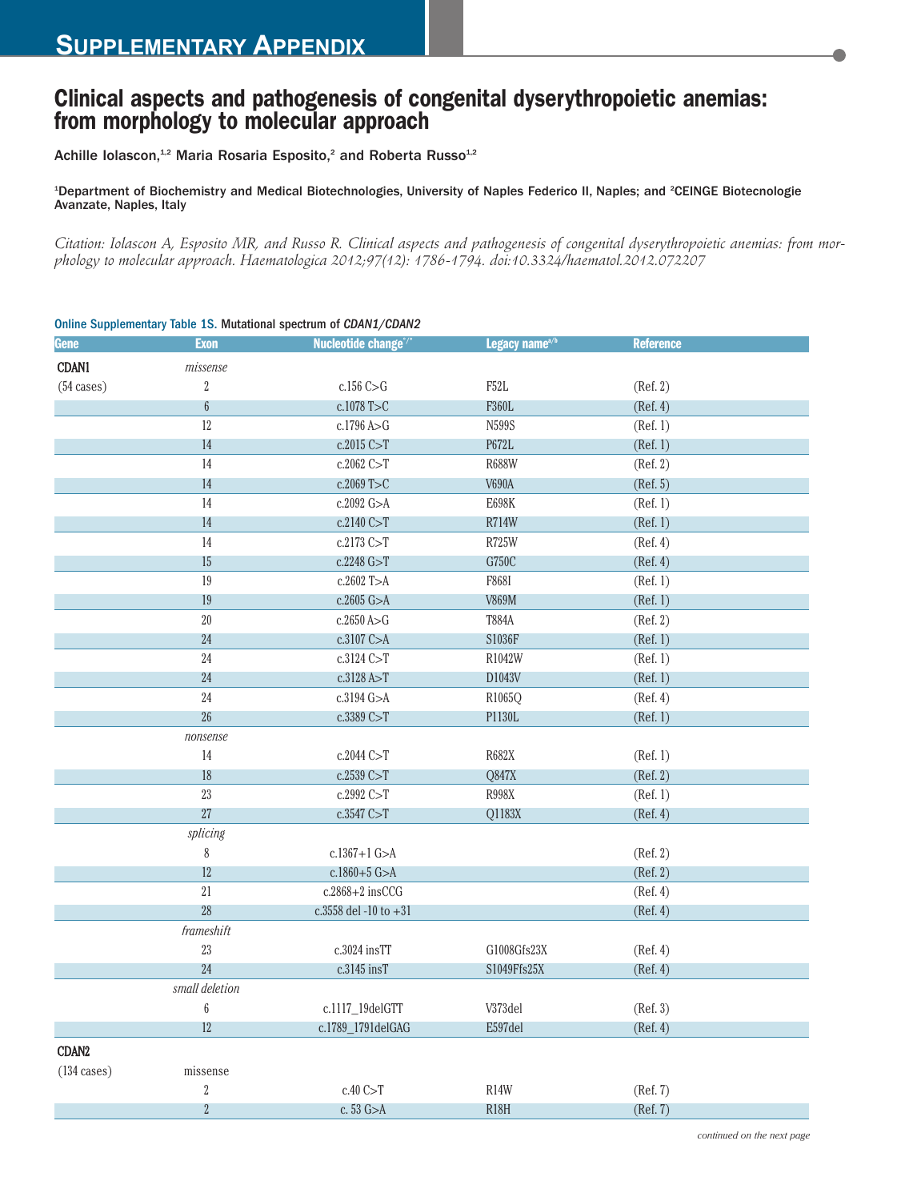# Supplementary Appendix

## Clinical aspects and pathogenesis of congenital dyserythropoietic anemias: from morphology to molecular approach

Achille Iolascon,[1,2] Maria Rosaria Esposito,[2] and Roberta Russo[1,2]

[1]Department of Biochemistry and Medical Biotechnologies, University of Naples Federico II, Naples; and [2]CEINGE Biotecnologie Avanzate, Naples, Italy

*Citation: Iolascon A, Esposito MR, and Russo R. Clinical aspects and pathogenesis of congenital dyserythropoietic anemias: from morphology to molecular approach. Haematologica 2012;97(12): 1786-1794. doi:10.3324/haematol.2012.072207*

**Online Supplementary Table 1S.** Mutational spectrum of *CDAN1/CDAN2*

| Gene | Exon | Nucleotide change[*/°] | Legacy name[a/b] | Reference |
|---|---|---|---|---|
| CDAN1 | *missense* | | | |
| (54 cases) | 2 | c.156 C>G | F52L | (Ref. 2) |
| | 6 | c.1078 T>C | F360L | (Ref. 4) |
| | 12 | c.1796 A>G | N599S | (Ref. 1) |
| | 14 | c.2015 C>T | P672L | (Ref. 1) |
| | 14 | c.2062 C>T | R688W | (Ref. 2) |
| | 14 | c.2069 T>C | V690A | (Ref. 5) |
| | 14 | c.2092 G>A | E698K | (Ref. 1) |
| | 14 | c.2140 C>T | R714W | (Ref. 1) |
| | 14 | c.2173 C>T | R725W | (Ref. 4) |
| | 15 | c.2248 G>T | G750C | (Ref. 4) |
| | 19 | c.2602 T>A | F868I | (Ref. 1) |
| | 19 | c.2605 G>A | V869M | (Ref. 1) |
| | 20 | c.2650 A>G | T884A | (Ref. 2) |
| | 24 | c.3107 C>A | S1036F | (Ref. 1) |
| | 24 | c.3124 C>T | R1042W | (Ref. 1) |
| | 24 | c.3128 A>T | D1043V | (Ref. 1) |
| | 24 | c.3194 G>A | R1065Q | (Ref. 4) |
| | 26 | c.3389 C>T | P1130L | (Ref. 1) |
| | *nonsense* | | | |
| | 14 | c.2044 C>T | R682X | (Ref. 1) |
| | 18 | c.2539 C>T | Q847X | (Ref. 2) |
| | 23 | c.2992 C>T | R998X | (Ref. 1) |
| | 27 | c.3547 C>T | Q1183X | (Ref. 4) |
| | *splicing* | | | |
| | 8 | c.1367+1 G>A | | (Ref. 2) |
| | 12 | c.1860+5 G>A | | (Ref. 2) |
| | 21 | c.2868+2 insCCG | | (Ref. 4) |
| | 28 | c.3558 del -10 to +31 | | (Ref. 4) |
| | *frameshift* | | | |
| | 23 | c.3024 insTT | G1008Gfs23X | (Ref. 4) |
| | 24 | c.3145 insT | S1049Ffs25X | (Ref. 4) |
| | *small deletion* | | | |
| | 6 | c.1117_19delGTT | V373del | (Ref. 3) |
| | 12 | c.1789_1791delGAG | E597del | (Ref. 4) |
| CDAN2 | | | | |
| (134 cases) | missense | | | |
| | 2 | c.40 C>T | R14W | (Ref. 7) |
| | 2 | c. 53 G>A | R18H | (Ref. 7) |

*continued on the next page*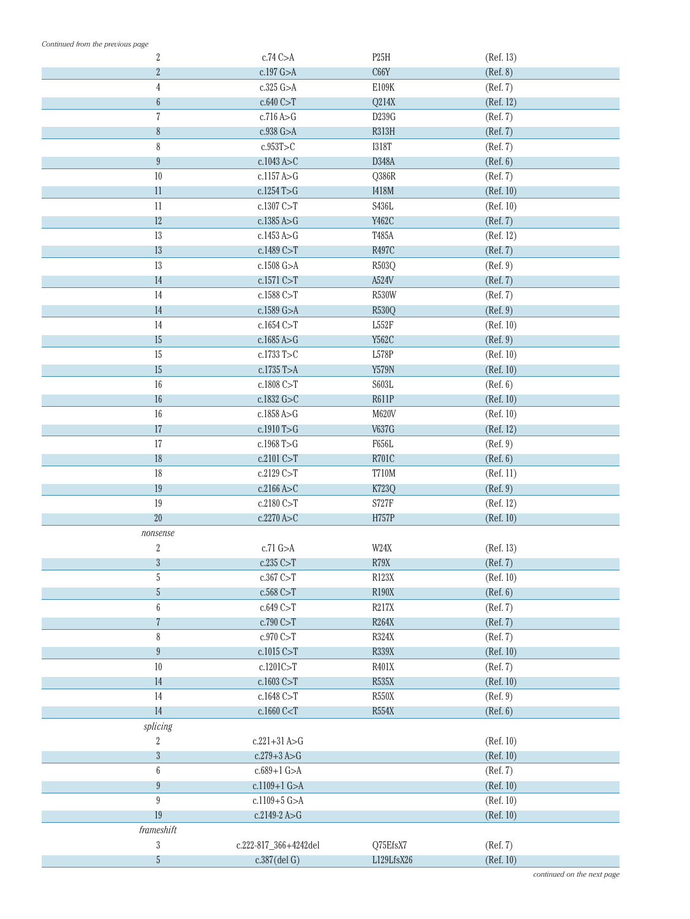*Continued from the previous page*

| | | | |
|---|---|---|---|
| 2 | c.74 C>A | P25H | (Ref. 13) |
| 2 | c.197 G>A | C66Y | (Ref. 8) |
| 4 | c.325 G>A | E109K | (Ref. 7) |
| 6 | c.640 C>T | Q214X | (Ref. 12) |
| 7 | c.716 A>G | D239G | (Ref. 7) |
| 8 | c.938 G>A | R313H | (Ref. 7) |
| 8 | c.953T>C | I318T | (Ref. 7) |
| 9 | c.1043 A>C | D348A | (Ref. 6) |
| 10 | c.1157 A>G | Q386R | (Ref. 7) |
| 11 | c.1254 T>G | I418M | (Ref. 10) |
| 11 | c.1307 C>T | S436L | (Ref. 10) |
| 12 | c.1385 A>G | Y462C | (Ref. 7) |
| 13 | c.1453 A>G | T485A | (Ref. 12) |
| 13 | c.1489 C>T | R497C | (Ref. 7) |
| 13 | c.1508 G>A | R503Q | (Ref. 9) |
| 14 | c.1571 C>T | A524V | (Ref. 7) |
| 14 | c.1588 C>T | R530W | (Ref. 7) |
| 14 | c.1589 G>A | R530Q | (Ref. 9) |
| 14 | c.1654 C>T | L552F | (Ref. 10) |
| 15 | c.1685 A>G | Y562C | (Ref. 9) |
| 15 | c.1733 T>C | L578P | (Ref. 10) |
| 15 | c.1735 T>A | Y579N | (Ref. 10) |
| 16 | c.1808 C>T | S603L | (Ref. 6) |
| 16 | c.1832 G>C | R611P | (Ref. 10) |
| 16 | c.1858 A>G | M620V | (Ref. 10) |
| 17 | c.1910 T>G | V637G | (Ref. 12) |
| 17 | c.1968 T>G | F656L | (Ref. 9) |
| 18 | c.2101 C>T | R701C | (Ref. 6) |
| 18 | c.2129 C>T | T710M | (Ref. 11) |
| 19 | c.2166 A>C | K723Q | (Ref. 9) |
| 19 | c.2180 C>T | S727F | (Ref. 12) |
| 20 | c.2270 A>C | H757P | (Ref. 10) |
| *nonsense* | | | |
| 2 | c.71 G>A | W24X | (Ref. 13) |
| 3 | c.235 C>T | R79X | (Ref. 7) |
| 5 | c.367 C>T | R123X | (Ref. 10) |
| 5 | c.568 C>T | R190X | (Ref. 6) |
| 6 | c.649 C>T | R217X | (Ref. 7) |
| 7 | c.790 C>T | R264X | (Ref. 7) |
| 8 | c.970 C>T | R324X | (Ref. 7) |
| 9 | c.1015 C>T | R339X | (Ref. 10) |
| 10 | c.1201C>T | R401X | (Ref. 7) |
| 14 | c.1603 C>T | R535X | (Ref. 10) |
| 14 | c.1648 C>T | R550X | (Ref. 9) |
| 14 | c.1660 C<T | R554X | (Ref. 6) |
| *splicing* | | | |
| 2 | c.221+31 A>G | | (Ref. 10) |
| 3 | c.279+3 A>G | | (Ref. 10) |
| 6 | c.689+1 G>A | | (Ref. 7) |
| 9 | c.1109+1 G>A | | (Ref. 10) |
| 9 | c.1109+5 G>A | | (Ref. 10) |
| 19 | c.2149-2 A>G | | (Ref. 10) |
| *frameshift* | | | |
| 3 | c.222-817_366+4242del | Q75EfsX7 | (Ref. 7) |
| 5 | c.387(del G) | L129LfsX26 | (Ref. 10) |

*continued on the next page*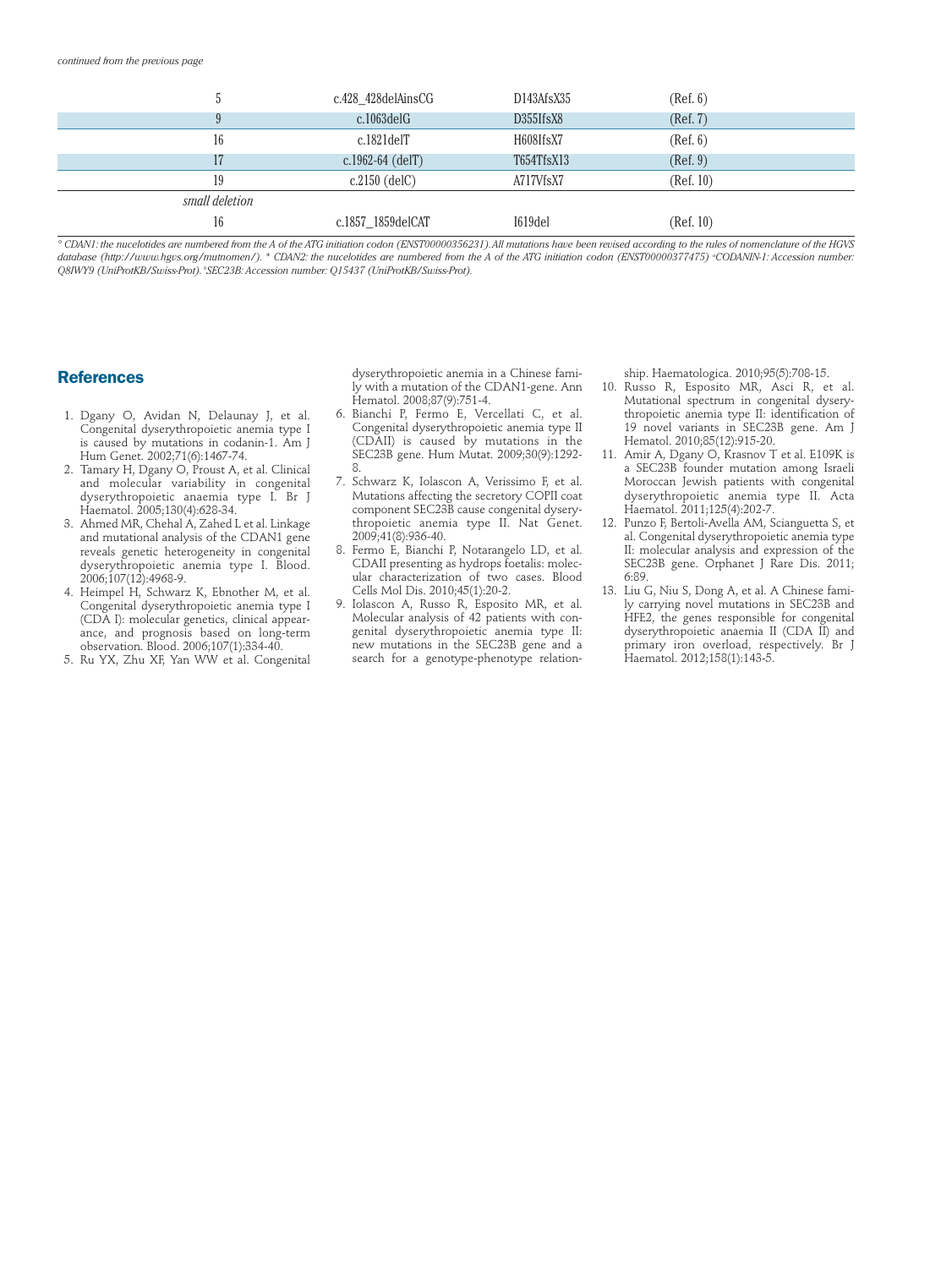*continued from the previous page*

| | | | |
|---|---|---|---|
| 5 | c.428_428delAinsCG | D143AfsX35 | (Ref. 6) |
| 9 | c.1063delG | D355IfsX8 | (Ref. 7) |
| 16 | c.1821delT | H608IfsX7 | (Ref. 6) |
| 17 | c.1962-64 (delT) | T654TfsX13 | (Ref. 9) |
| 19 | c.2150 (delC) | A717VfsX7 | (Ref. 10) |
| *small deletion* | | | |
| 16 | c.1857_1859delCAT | I619del | (Ref. 10) |

*° CDAN1: the nucelotides are numbered from the A of the ATG initiation codon (ENST00000356231). All mutations have been revised according to the rules of nomenclature of the HGVS database (http://www.hgvs.org/mutnomen/). * CDAN2: the nucelotides are numbered from the A of the ATG initiation codon (ENST00000377475) ◦CODANIN-1: Accession number: Q8IWY9 (UniProtKB/Swiss-Prot). ^SEC23B: Accession number: Q15437 (UniProtKB/Swiss-Prot).*

## References

1. Dgany O, Avidan N, Delaunay J, et al. Congenital dyserythropoietic anemia type I is caused by mutations in codanin-1. Am J Hum Genet. 2002;71(6):1467-74.
2. Tamary H, Dgany O, Proust A, et al. Clinical and molecular variability in congenital dyserythropoietic anaemia type I. Br J Haematol. 2005;130(4):628-34.
3. Ahmed MR, Chehal A, Zahed L et al. Linkage and mutational analysis of the CDAN1 gene reveals genetic heterogeneity in congenital dyserythropoietic anemia type I. Blood. 2006;107(12):4968-9.
4. Heimpel H, Schwarz K, Ebnother M, et al. Congenital dyserythropoietic anemia type I (CDA I): molecular genetics, clinical appearance, and prognosis based on long-term observation. Blood. 2006;107(1):334-40.
5. Ru YX, Zhu XF, Yan WW et al. Congenital dyserythropoietic anemia in a Chinese family with a mutation of the CDAN1-gene. Ann Hematol. 2008;87(9):751-4.
6. Bianchi P, Fermo E, Vercellati C, et al. Congenital dyserythropoietic anemia type II (CDAII) is caused by mutations in the SEC23B gene. Hum Mutat. 2009;30(9):1292-8.
7. Schwarz K, Iolascon A, Verissimo F, et al. Mutations affecting the secretory COPII coat component SEC23B cause congenital dyserythropoietic anemia type II. Nat Genet. 2009;41(8):936-40.
8. Fermo E, Bianchi P, Notarangelo LD, et al. CDAII presenting as hydrops foetalis: molecular characterization of two cases. Blood Cells Mol Dis. 2010;45(1):20-2.
9. Iolascon A, Russo R, Esposito MR, et al. Molecular analysis of 42 patients with congenital dyserythropoietic anemia type II: new mutations in the SEC23B gene and a search for a genotype-phenotype relationship. Haematologica. 2010;95(5):708-15.
10. Russo R, Esposito MR, Asci R, et al. Mutational spectrum in congenital dyserythropoietic anemia type II: identification of 19 novel variants in SEC23B gene. Am J Hematol. 2010;85(12):915-20.
11. Amir A, Dgany O, Krasnov T et al. E109K is a SEC23B founder mutation among Israeli Moroccan Jewish patients with congenital dyserythropoietic anemia type II. Acta Haematol. 2011;125(4):202-7.
12. Punzo F, Bertoli-Avella AM, Scianguetta S, et al. Congenital dyserythropoietic anemia type II: molecular analysis and expression of the SEC23B gene. Orphanet J Rare Dis. 2011; 6:89.
13. Liu G, Niu S, Dong A, et al. A Chinese family carrying novel mutations in SEC23B and HFE2, the genes responsible for congenital dyserythropoietic anaemia II (CDA II) and primary iron overload, respectively. Br J Haematol. 2012;158(1):143-5.